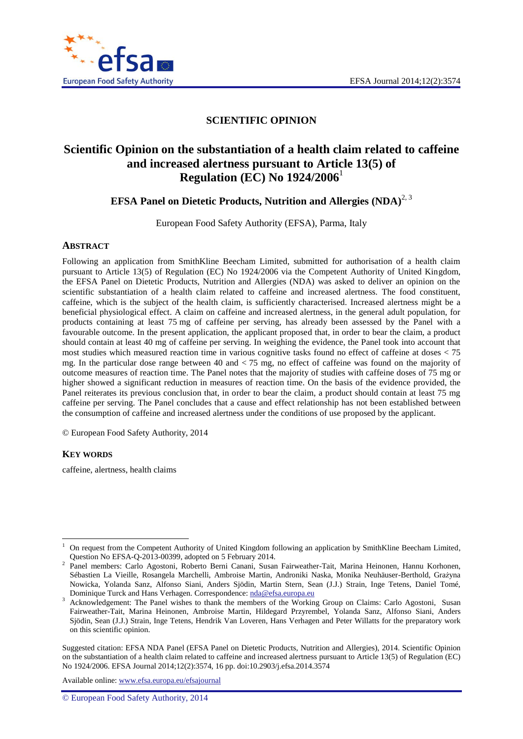SCIENTIFIC OPINION

# Scientific Opinion on the substantiation of a health claim related to caffeine and increased alertness pursuant to Article 13(5) of Regulation (EC) No 1924/2006[1]

## EFSA Panel on Dietetic Products, Nutrition and Allergies (NDA)[2, 3]

European Food Safety Authority (EFSA), Parma, Italy

## ABSTRACT

Following an application from SmithKline Beecham Limited, submitted for authorisation of a health claim pursuant to Article 13(5) of Regulation (EC) No 1924/2006 via the Competent Authority of United Kingdom, the EFSA Panel on Dietetic Products, Nutrition and Allergies (NDA) was asked to deliver an opinion on the scientific substantiation of a health claim related to caffeine and increased alertness. The food constituent, caffeine, which is the subject of the health claim, is sufficiently characterised. Increased alertness might be a beneficial physiological effect. A claim on caffeine and increased alertness, in the general adult population, for products containing at least 75 mg of caffeine per serving, has already been assessed by the Panel with a favourable outcome. In the present application, the applicant proposed that, in order to bear the claim, a product should contain at least 40 mg of caffeine per serving. In weighing the evidence, the Panel took into account that most studies which measured reaction time in various cognitive tasks found no effect of caffeine at doses < 75 mg. In the particular dose range between 40 and < 75 mg, no effect of caffeine was found on the majority of outcome measures of reaction time. The Panel notes that the majority of studies with caffeine doses of 75 mg or higher showed a significant reduction in measures of reaction time. On the basis of the evidence provided, the Panel reiterates its previous conclusion that, in order to bear the claim, a product should contain at least 75 mg caffeine per serving. The Panel concludes that a cause and effect relationship has not been established between the consumption of caffeine and increased alertness under the conditions of use proposed by the applicant.

© European Food Safety Authority, 2014

## KEY WORDS

caffeine, alertness, health claims

---

[1] On request from the Competent Authority of United Kingdom following an application by SmithKline Beecham Limited, Question No EFSA-Q-2013-00399, adopted on 5 February 2014.

[2] Panel members: Carlo Agostoni, Roberto Berni Canani, Susan Fairweather-Tait, Marina Heinonen, Hannu Korhonen, Sébastien La Vieille, Rosangela Marchelli, Ambroise Martin, Androniki Naska, Monika Neuhäuser-Berthold, Grażyna Nowicka, Yolanda Sanz, Alfonso Siani, Anders Sjödin, Martin Stern, Sean (J.J.) Strain, Inge Tetens, Daniel Tomé, Dominique Turck and Hans Verhagen. Correspondence: nda@efsa.europa.eu

[3] Acknowledgement: The Panel wishes to thank the members of the Working Group on Claims: Carlo Agostoni, Susan Fairweather-Tait, Marina Heinonen, Ambroise Martin, Hildegard Przyrembel, Yolanda Sanz, Alfonso Siani, Anders Sjödin, Sean (J.J.) Strain, Inge Tetens, Hendrik Van Loveren, Hans Verhagen and Peter Willatts for the preparatory work on this scientific opinion.

Suggested citation: EFSA NDA Panel (EFSA Panel on Dietetic Products, Nutrition and Allergies), 2014. Scientific Opinion on the substantiation of a health claim related to caffeine and increased alertness pursuant to Article 13(5) of Regulation (EC) No 1924/2006. EFSA Journal 2014;12(2):3574, 16 pp. doi:10.2903/j.efsa.2014.3574

Available online: www.efsa.europa.eu/efsajournal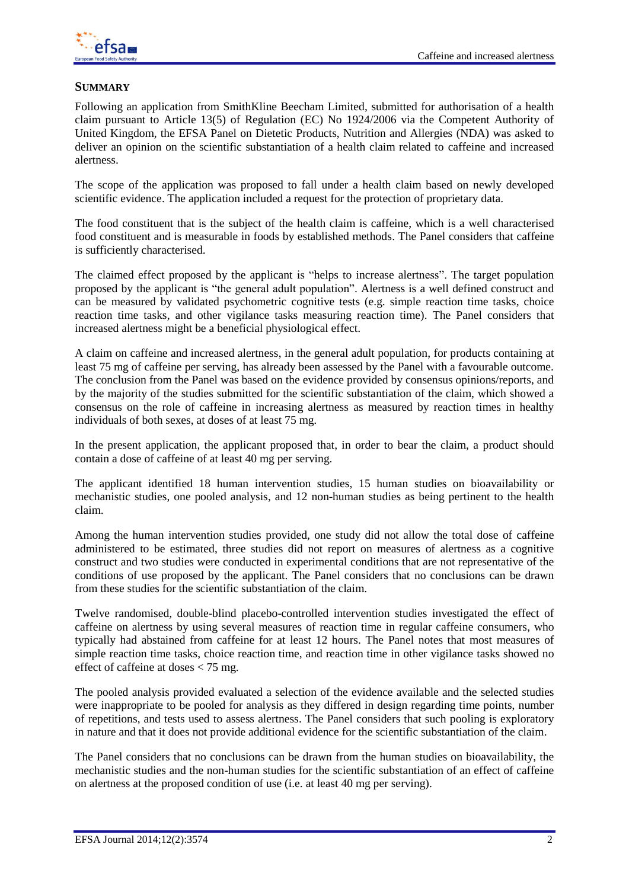## SUMMARY

Following an application from SmithKline Beecham Limited, submitted for authorisation of a health claim pursuant to Article 13(5) of Regulation (EC) No 1924/2006 via the Competent Authority of United Kingdom, the EFSA Panel on Dietetic Products, Nutrition and Allergies (NDA) was asked to deliver an opinion on the scientific substantiation of a health claim related to caffeine and increased alertness.

The scope of the application was proposed to fall under a health claim based on newly developed scientific evidence. The application included a request for the protection of proprietary data.

The food constituent that is the subject of the health claim is caffeine, which is a well characterised food constituent and is measurable in foods by established methods. The Panel considers that caffeine is sufficiently characterised.

The claimed effect proposed by the applicant is "helps to increase alertness". The target population proposed by the applicant is "the general adult population". Alertness is a well defined construct and can be measured by validated psychometric cognitive tests (e.g. simple reaction time tasks, choice reaction time tasks, and other vigilance tasks measuring reaction time). The Panel considers that increased alertness might be a beneficial physiological effect.

A claim on caffeine and increased alertness, in the general adult population, for products containing at least 75 mg of caffeine per serving, has already been assessed by the Panel with a favourable outcome. The conclusion from the Panel was based on the evidence provided by consensus opinions/reports, and by the majority of the studies submitted for the scientific substantiation of the claim, which showed a consensus on the role of caffeine in increasing alertness as measured by reaction times in healthy individuals of both sexes, at doses of at least 75 mg.

In the present application, the applicant proposed that, in order to bear the claim, a product should contain a dose of caffeine of at least 40 mg per serving.

The applicant identified 18 human intervention studies, 15 human studies on bioavailability or mechanistic studies, one pooled analysis, and 12 non-human studies as being pertinent to the health claim.

Among the human intervention studies provided, one study did not allow the total dose of caffeine administered to be estimated, three studies did not report on measures of alertness as a cognitive construct and two studies were conducted in experimental conditions that are not representative of the conditions of use proposed by the applicant. The Panel considers that no conclusions can be drawn from these studies for the scientific substantiation of the claim.

Twelve randomised, double-blind placebo-controlled intervention studies investigated the effect of caffeine on alertness by using several measures of reaction time in regular caffeine consumers, who typically had abstained from caffeine for at least 12 hours. The Panel notes that most measures of simple reaction time tasks, choice reaction time, and reaction time in other vigilance tasks showed no effect of caffeine at doses < 75 mg.

The pooled analysis provided evaluated a selection of the evidence available and the selected studies were inappropriate to be pooled for analysis as they differed in design regarding time points, number of repetitions, and tests used to assess alertness. The Panel considers that such pooling is exploratory in nature and that it does not provide additional evidence for the scientific substantiation of the claim.

The Panel considers that no conclusions can be drawn from the human studies on bioavailability, the mechanistic studies and the non-human studies for the scientific substantiation of an effect of caffeine on alertness at the proposed condition of use (i.e. at least 40 mg per serving).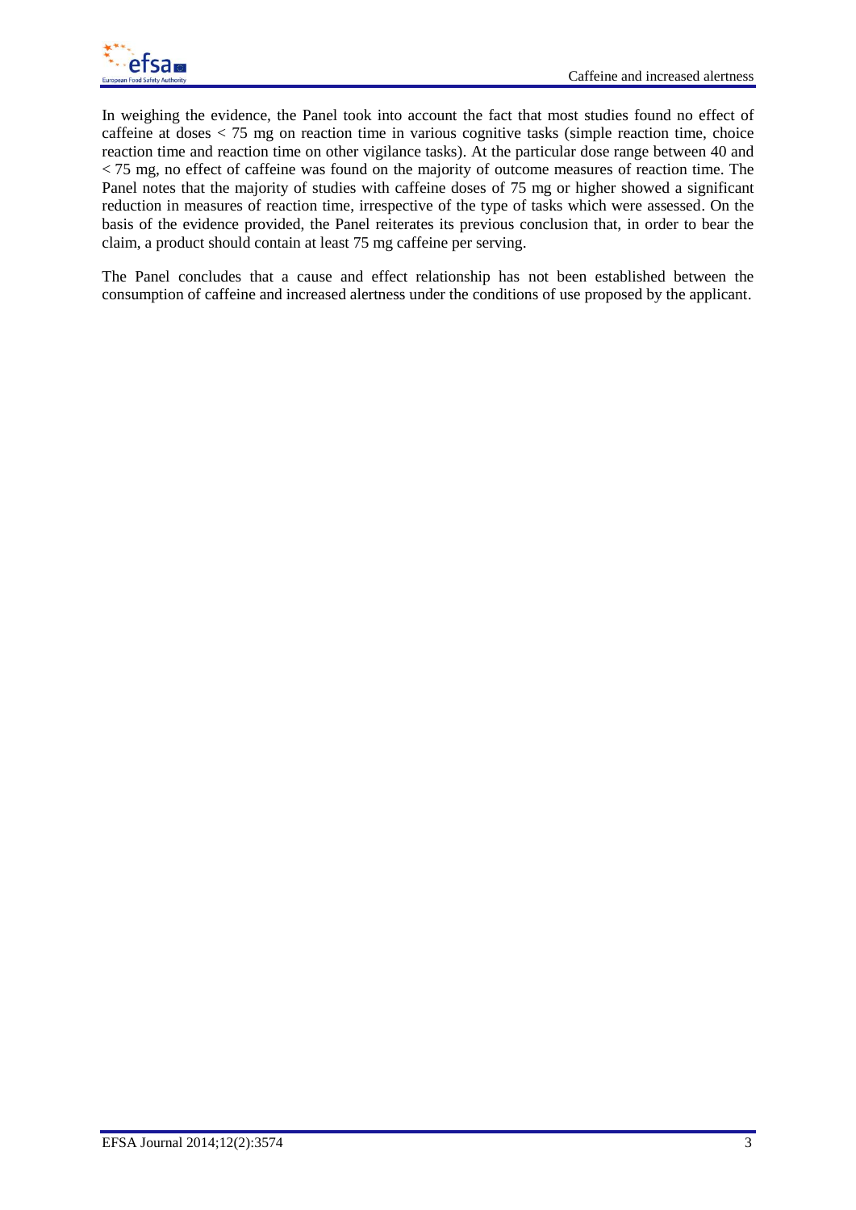In weighing the evidence, the Panel took into account the fact that most studies found no effect of caffeine at doses < 75 mg on reaction time in various cognitive tasks (simple reaction time, choice reaction time and reaction time on other vigilance tasks). At the particular dose range between 40 and < 75 mg, no effect of caffeine was found on the majority of outcome measures of reaction time. The Panel notes that the majority of studies with caffeine doses of 75 mg or higher showed a significant reduction in measures of reaction time, irrespective of the type of tasks which were assessed. On the basis of the evidence provided, the Panel reiterates its previous conclusion that, in order to bear the claim, a product should contain at least 75 mg caffeine per serving.

The Panel concludes that a cause and effect relationship has not been established between the consumption of caffeine and increased alertness under the conditions of use proposed by the applicant.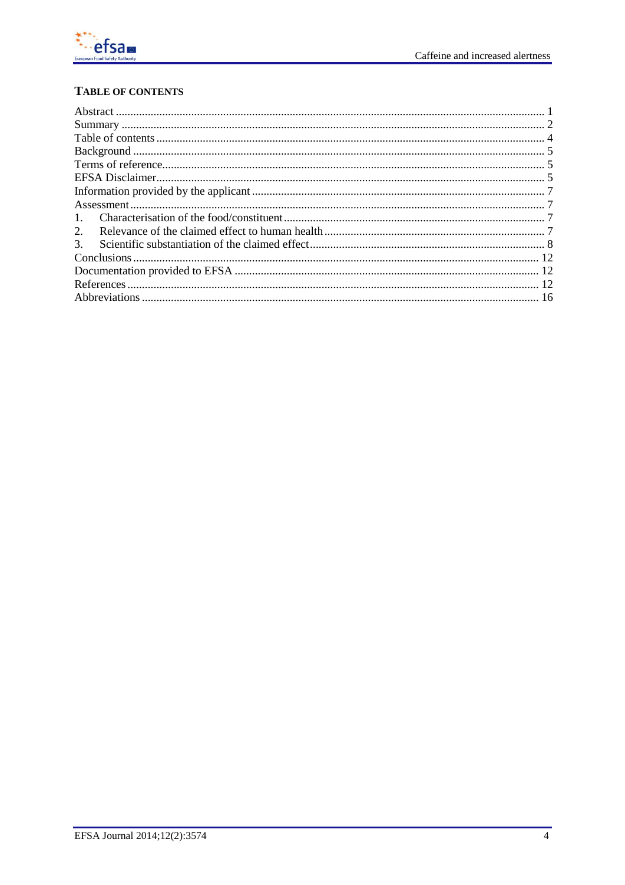## TABLE OF CONTENTS

Abstract ........................................................................................................................................ 1
Summary ...................................................................................................................................... 2
Table of contents .......................................................................................................................... 4
Background .................................................................................................................................. 5
Terms of reference........................................................................................................................ 5
EFSA Disclaimer.......................................................................................................................... 5
Information provided by the applicant ......................................................................................... 7
Assessment ................................................................................................................................... 7
1. Characterisation of the food/constituent .................................................................................. 7
2. Relevance of the claimed effect to human health .................................................................... 7
3. Scientific substantiation of the claimed effect ......................................................................... 8
Conclusions ................................................................................................................................ 12
Documentation provided to EFSA ............................................................................................. 12
References .................................................................................................................................. 12
Abbreviations ............................................................................................................................. 16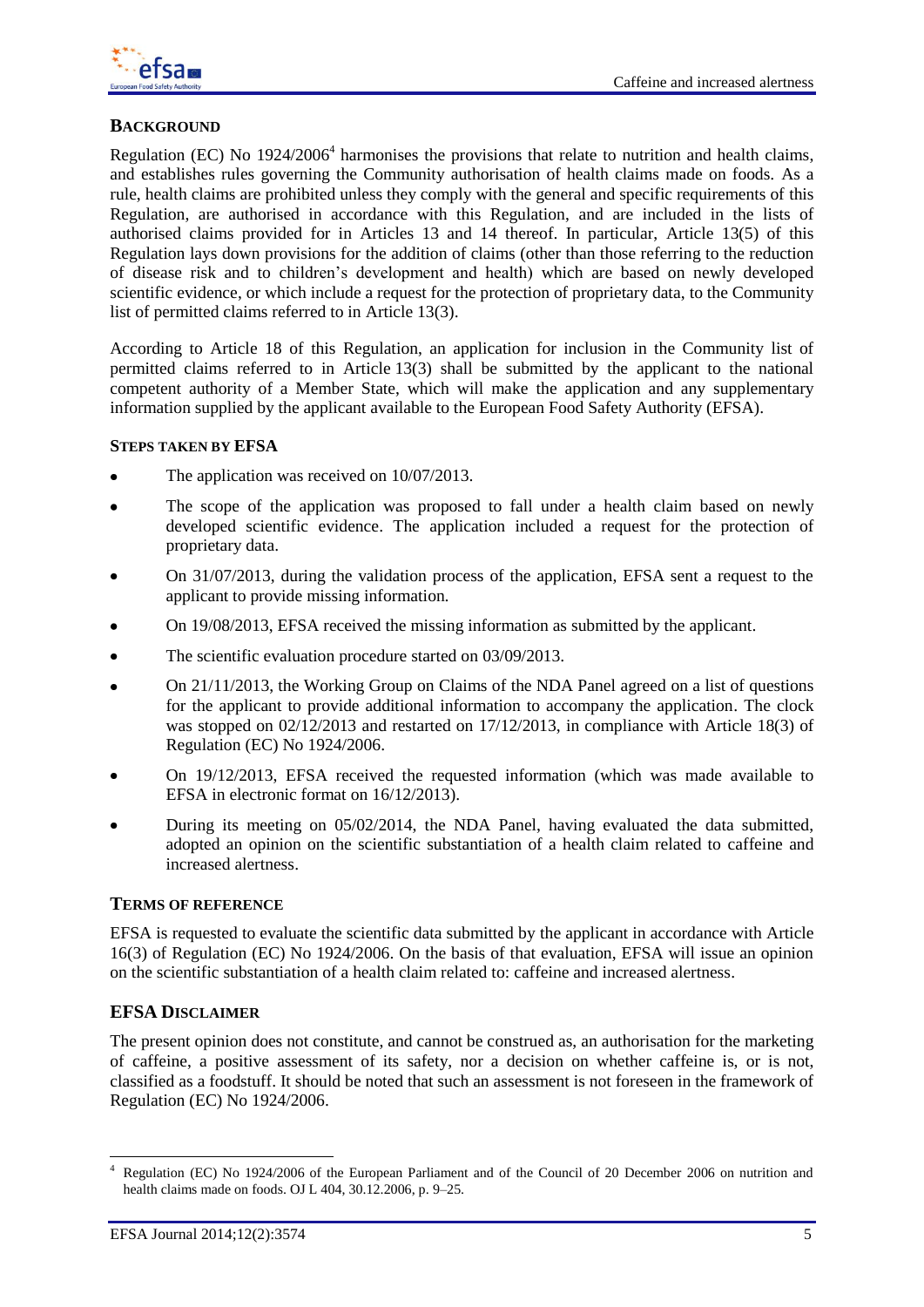## BACKGROUND

Regulation (EC) No 1924/2006[4] harmonises the provisions that relate to nutrition and health claims, and establishes rules governing the Community authorisation of health claims made on foods. As a rule, health claims are prohibited unless they comply with the general and specific requirements of this Regulation, are authorised in accordance with this Regulation, and are included in the lists of authorised claims provided for in Articles 13 and 14 thereof. In particular, Article 13(5) of this Regulation lays down provisions for the addition of claims (other than those referring to the reduction of disease risk and to children's development and health) which are based on newly developed scientific evidence, or which include a request for the protection of proprietary data, to the Community list of permitted claims referred to in Article 13(3).

According to Article 18 of this Regulation, an application for inclusion in the Community list of permitted claims referred to in Article 13(3) shall be submitted by the applicant to the national competent authority of a Member State, which will make the application and any supplementary information supplied by the applicant available to the European Food Safety Authority (EFSA).

### STEPS TAKEN BY EFSA

- The application was received on 10/07/2013.
- The scope of the application was proposed to fall under a health claim based on newly developed scientific evidence. The application included a request for the protection of proprietary data.
- On 31/07/2013, during the validation process of the application, EFSA sent a request to the applicant to provide missing information.
- On 19/08/2013, EFSA received the missing information as submitted by the applicant.
- The scientific evaluation procedure started on 03/09/2013.
- On 21/11/2013, the Working Group on Claims of the NDA Panel agreed on a list of questions for the applicant to provide additional information to accompany the application. The clock was stopped on 02/12/2013 and restarted on 17/12/2013, in compliance with Article 18(3) of Regulation (EC) No 1924/2006.
- On 19/12/2013, EFSA received the requested information (which was made available to EFSA in electronic format on 16/12/2013).
- During its meeting on 05/02/2014, the NDA Panel, having evaluated the data submitted, adopted an opinion on the scientific substantiation of a health claim related to caffeine and increased alertness.

## TERMS OF REFERENCE

EFSA is requested to evaluate the scientific data submitted by the applicant in accordance with Article 16(3) of Regulation (EC) No 1924/2006. On the basis of that evaluation, EFSA will issue an opinion on the scientific substantiation of a health claim related to: caffeine and increased alertness.

## EFSA DISCLAIMER

The present opinion does not constitute, and cannot be construed as, an authorisation for the marketing of caffeine, a positive assessment of its safety, nor a decision on whether caffeine is, or is not, classified as a foodstuff. It should be noted that such an assessment is not foreseen in the framework of Regulation (EC) No 1924/2006.

---

[4] Regulation (EC) No 1924/2006 of the European Parliament and of the Council of 20 December 2006 on nutrition and health claims made on foods. OJ L 404, 30.12.2006, p. 9–25.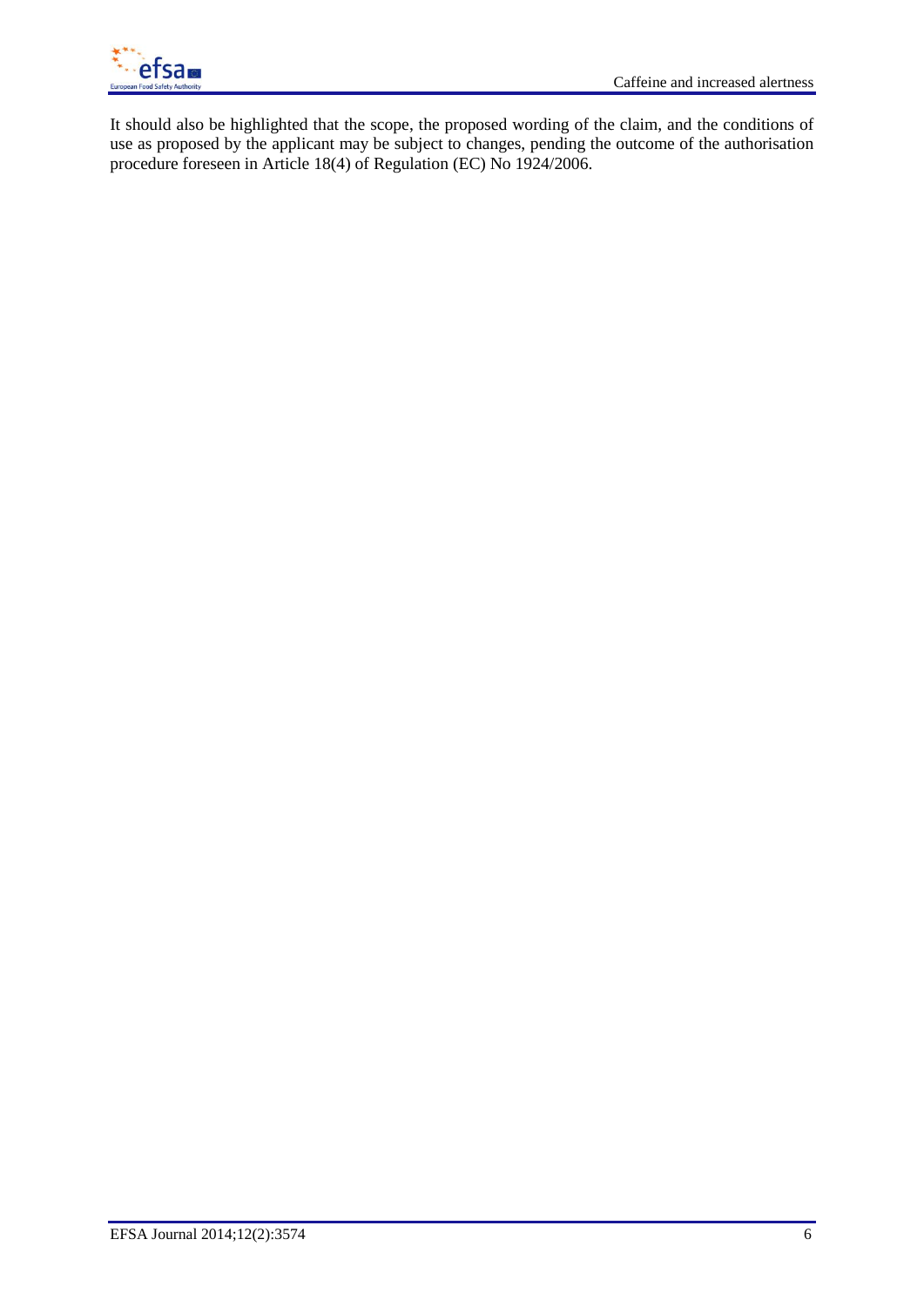It should also be highlighted that the scope, the proposed wording of the claim, and the conditions of use as proposed by the applicant may be subject to changes, pending the outcome of the authorisation procedure foreseen in Article 18(4) of Regulation (EC) No 1924/2006.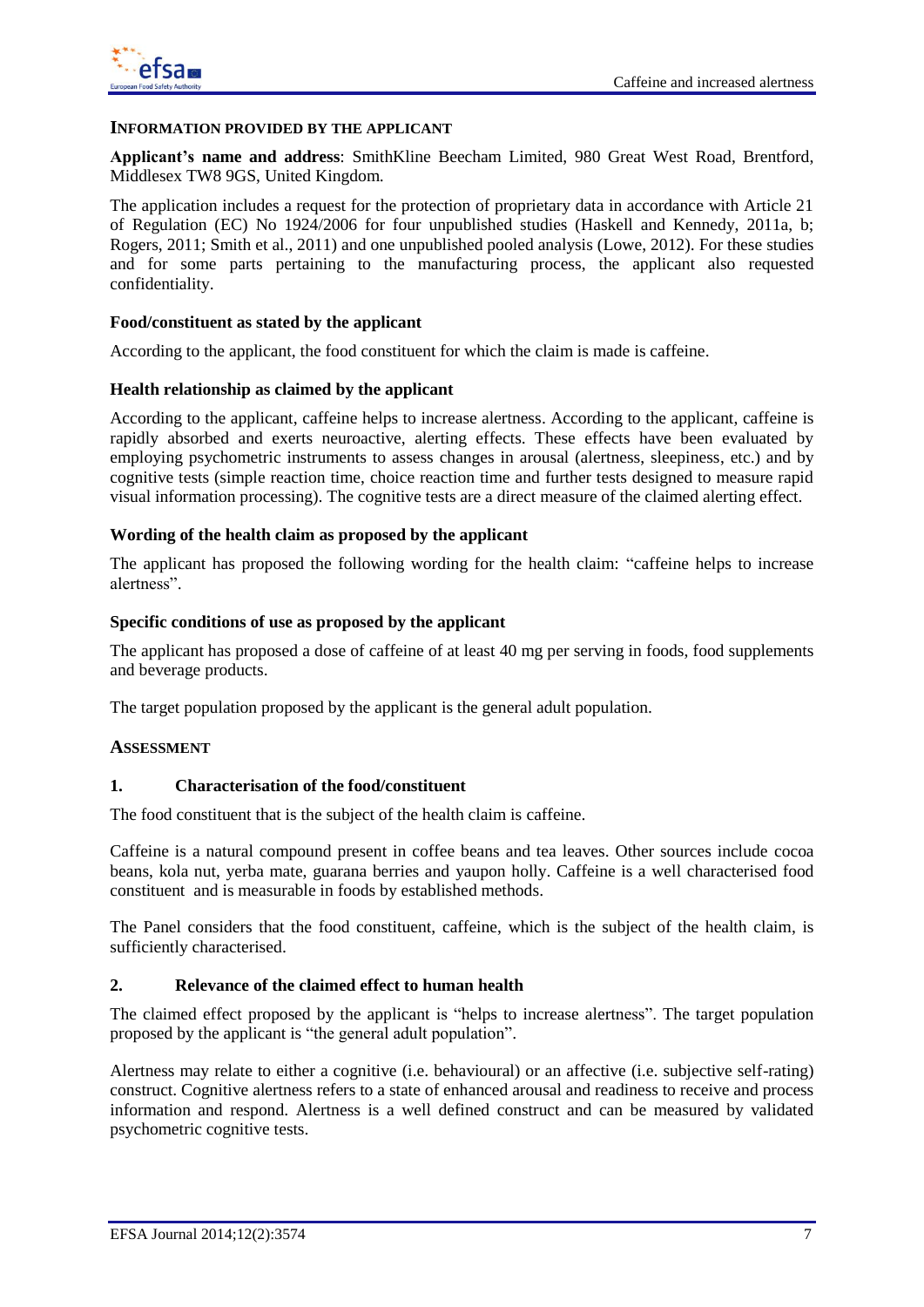### INFORMATION PROVIDED BY THE APPLICANT

**Applicant's name and address**: SmithKline Beecham Limited, 980 Great West Road, Brentford, Middlesex TW8 9GS, United Kingdom.

The application includes a request for the protection of proprietary data in accordance with Article 21 of Regulation (EC) No 1924/2006 for four unpublished studies (Haskell and Kennedy, 2011a, b; Rogers, 2011; Smith et al., 2011) and one unpublished pooled analysis (Lowe, 2012). For these studies and for some parts pertaining to the manufacturing process, the applicant also requested confidentiality.

#### Food/constituent as stated by the applicant

According to the applicant, the food constituent for which the claim is made is caffeine.

#### Health relationship as claimed by the applicant

According to the applicant, caffeine helps to increase alertness. According to the applicant, caffeine is rapidly absorbed and exerts neuroactive, alerting effects. These effects have been evaluated by employing psychometric instruments to assess changes in arousal (alertness, sleepiness, etc.) and by cognitive tests (simple reaction time, choice reaction time and further tests designed to measure rapid visual information processing). The cognitive tests are a direct measure of the claimed alerting effect.

#### Wording of the health claim as proposed by the applicant

The applicant has proposed the following wording for the health claim: "caffeine helps to increase alertness".

#### Specific conditions of use as proposed by the applicant

The applicant has proposed a dose of caffeine of at least 40 mg per serving in foods, food supplements and beverage products.

The target population proposed by the applicant is the general adult population.

### ASSESSMENT

#### 1. Characterisation of the food/constituent

The food constituent that is the subject of the health claim is caffeine.

Caffeine is a natural compound present in coffee beans and tea leaves. Other sources include cocoa beans, kola nut, yerba mate, guarana berries and yaupon holly. Caffeine is a well characterised food constituent and is measurable in foods by established methods.

The Panel considers that the food constituent, caffeine, which is the subject of the health claim, is sufficiently characterised.

#### 2. Relevance of the claimed effect to human health

The claimed effect proposed by the applicant is "helps to increase alertness". The target population proposed by the applicant is "the general adult population".

Alertness may relate to either a cognitive (i.e. behavioural) or an affective (i.e. subjective self-rating) construct. Cognitive alertness refers to a state of enhanced arousal and readiness to receive and process information and respond. Alertness is a well defined construct and can be measured by validated psychometric cognitive tests.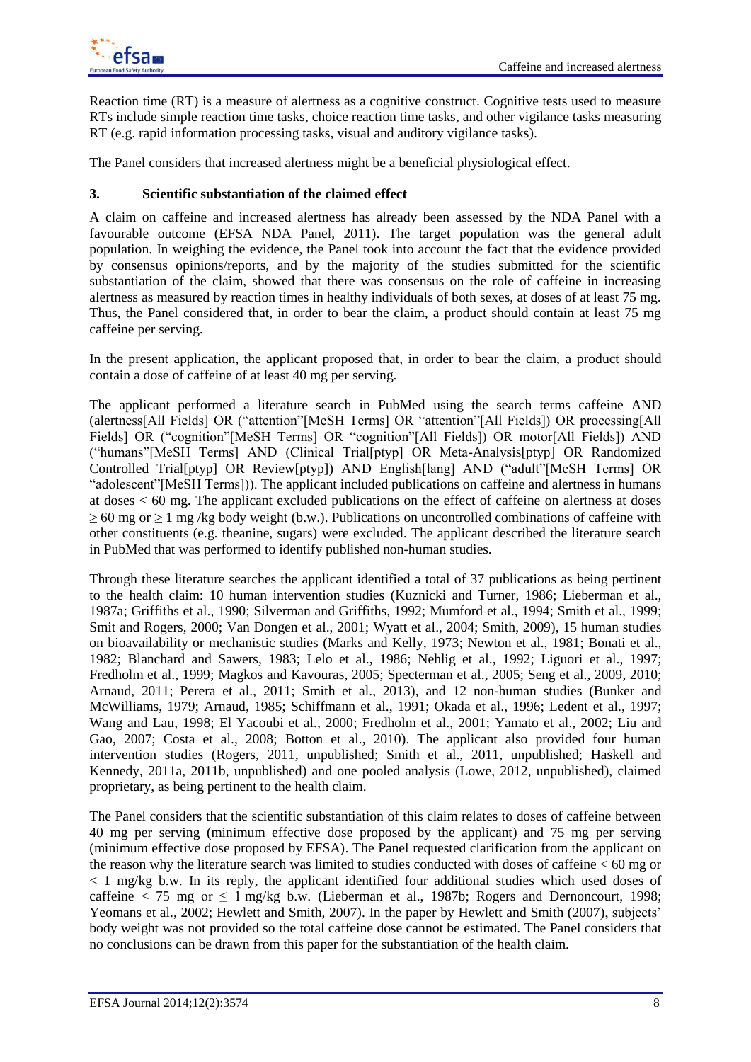Reaction time (RT) is a measure of alertness as a cognitive construct. Cognitive tests used to measure RTs include simple reaction time tasks, choice reaction time tasks, and other vigilance tasks measuring RT (e.g. rapid information processing tasks, visual and auditory vigilance tasks).

The Panel considers that increased alertness might be a beneficial physiological effect.

## 3. Scientific substantiation of the claimed effect

A claim on caffeine and increased alertness has already been assessed by the NDA Panel with a favourable outcome (EFSA NDA Panel, 2011). The target population was the general adult population. In weighing the evidence, the Panel took into account the fact that the evidence provided by consensus opinions/reports, and by the majority of the studies submitted for the scientific substantiation of the claim, showed that there was consensus on the role of caffeine in increasing alertness as measured by reaction times in healthy individuals of both sexes, at doses of at least 75 mg. Thus, the Panel considered that, in order to bear the claim, a product should contain at least 75 mg caffeine per serving.

In the present application, the applicant proposed that, in order to bear the claim, a product should contain a dose of caffeine of at least 40 mg per serving.

The applicant performed a literature search in PubMed using the search terms caffeine AND (alertness[All Fields] OR ("attention"[MeSH Terms] OR "attention"[All Fields]) OR processing[All Fields] OR ("cognition"[MeSH Terms] OR "cognition"[All Fields]) OR motor[All Fields]) AND ("humans"[MeSH Terms] AND (Clinical Trial[ptyp] OR Meta-Analysis[ptyp] OR Randomized Controlled Trial[ptyp] OR Review[ptyp]) AND English[lang] AND ("adult"[MeSH Terms] OR "adolescent"[MeSH Terms])). The applicant included publications on caffeine and alertness in humans at doses < 60 mg. The applicant excluded publications on the effect of caffeine on alertness at doses ≥ 60 mg or ≥ 1 mg /kg body weight (b.w.). Publications on uncontrolled combinations of caffeine with other constituents (e.g. theanine, sugars) were excluded. The applicant described the literature search in PubMed that was performed to identify published non-human studies.

Through these literature searches the applicant identified a total of 37 publications as being pertinent to the health claim: 10 human intervention studies (Kuznicki and Turner, 1986; Lieberman et al., 1987a; Griffiths et al., 1990; Silverman and Griffiths, 1992; Mumford et al., 1994; Smith et al., 1999; Smit and Rogers, 2000; Van Dongen et al., 2001; Wyatt et al., 2004; Smith, 2009), 15 human studies on bioavailability or mechanistic studies (Marks and Kelly, 1973; Newton et al., 1981; Bonati et al., 1982; Blanchard and Sawers, 1983; Lelo et al., 1986; Nehlig et al., 1992; Liguori et al., 1997; Fredholm et al., 1999; Magkos and Kavouras, 2005; Specterman et al., 2005; Seng et al., 2009, 2010; Arnaud, 2011; Perera et al., 2011; Smith et al., 2013), and 12 non-human studies (Bunker and McWilliams, 1979; Arnaud, 1985; Schiffmann et al., 1991; Okada et al., 1996; Ledent et al., 1997; Wang and Lau, 1998; El Yacoubi et al., 2000; Fredholm et al., 2001; Yamato et al., 2002; Liu and Gao, 2007; Costa et al., 2008; Botton et al., 2010). The applicant also provided four human intervention studies (Rogers, 2011, unpublished; Smith et al., 2011, unpublished; Haskell and Kennedy, 2011a, 2011b, unpublished) and one pooled analysis (Lowe, 2012, unpublished), claimed proprietary, as being pertinent to the health claim.

The Panel considers that the scientific substantiation of this claim relates to doses of caffeine between 40 mg per serving (minimum effective dose proposed by the applicant) and 75 mg per serving (minimum effective dose proposed by EFSA). The Panel requested clarification from the applicant on the reason why the literature search was limited to studies conducted with doses of caffeine < 60 mg or < 1 mg/kg b.w. In its reply, the applicant identified four additional studies which used doses of caffeine < 75 mg or ≤ 1 mg/kg b.w. (Lieberman et al., 1987b; Rogers and Dernoncourt, 1998; Yeomans et al., 2002; Hewlett and Smith, 2007). In the paper by Hewlett and Smith (2007), subjects' body weight was not provided so the total caffeine dose cannot be estimated. The Panel considers that no conclusions can be drawn from this paper for the substantiation of the health claim.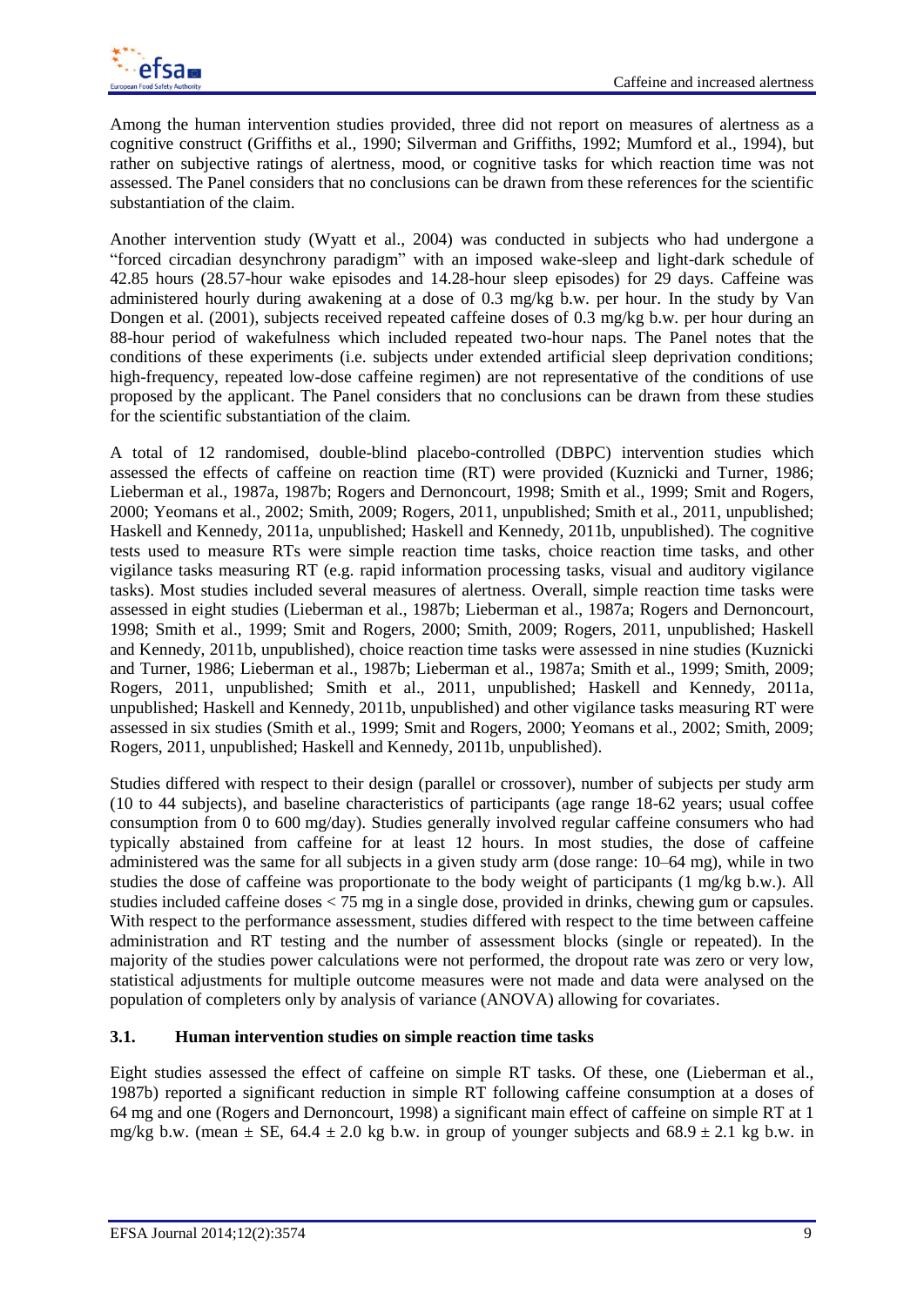Among the human intervention studies provided, three did not report on measures of alertness as a cognitive construct (Griffiths et al., 1990; Silverman and Griffiths, 1992; Mumford et al., 1994), but rather on subjective ratings of alertness, mood, or cognitive tasks for which reaction time was not assessed. The Panel considers that no conclusions can be drawn from these references for the scientific substantiation of the claim.

Another intervention study (Wyatt et al., 2004) was conducted in subjects who had undergone a "forced circadian desynchrony paradigm" with an imposed wake-sleep and light-dark schedule of 42.85 hours (28.57-hour wake episodes and 14.28-hour sleep episodes) for 29 days. Caffeine was administered hourly during awakening at a dose of 0.3 mg/kg b.w. per hour. In the study by Van Dongen et al. (2001), subjects received repeated caffeine doses of 0.3 mg/kg b.w. per hour during an 88-hour period of wakefulness which included repeated two-hour naps. The Panel notes that the conditions of these experiments (i.e. subjects under extended artificial sleep deprivation conditions; high-frequency, repeated low-dose caffeine regimen) are not representative of the conditions of use proposed by the applicant. The Panel considers that no conclusions can be drawn from these studies for the scientific substantiation of the claim.

A total of 12 randomised, double-blind placebo-controlled (DBPC) intervention studies which assessed the effects of caffeine on reaction time (RT) were provided (Kuznicki and Turner, 1986; Lieberman et al., 1987a, 1987b; Rogers and Dernoncourt, 1998; Smith et al., 1999; Smit and Rogers, 2000; Yeomans et al., 2002; Smith, 2009; Rogers, 2011, unpublished; Smith et al., 2011, unpublished; Haskell and Kennedy, 2011a, unpublished; Haskell and Kennedy, 2011b, unpublished). The cognitive tests used to measure RTs were simple reaction time tasks, choice reaction time tasks, and other vigilance tasks measuring RT (e.g. rapid information processing tasks, visual and auditory vigilance tasks). Most studies included several measures of alertness. Overall, simple reaction time tasks were assessed in eight studies (Lieberman et al., 1987b; Lieberman et al., 1987a; Rogers and Dernoncourt, 1998; Smith et al., 1999; Smit and Rogers, 2000; Smith, 2009; Rogers, 2011, unpublished; Haskell and Kennedy, 2011b, unpublished), choice reaction time tasks were assessed in nine studies (Kuznicki and Turner, 1986; Lieberman et al., 1987b; Lieberman et al., 1987a; Smith et al., 1999; Smith, 2009; Rogers, 2011, unpublished; Smith et al., 2011, unpublished; Haskell and Kennedy, 2011a, unpublished; Haskell and Kennedy, 2011b, unpublished) and other vigilance tasks measuring RT were assessed in six studies (Smith et al., 1999; Smit and Rogers, 2000; Yeomans et al., 2002; Smith, 2009; Rogers, 2011, unpublished; Haskell and Kennedy, 2011b, unpublished).

Studies differed with respect to their design (parallel or crossover), number of subjects per study arm (10 to 44 subjects), and baseline characteristics of participants (age range 18-62 years; usual coffee consumption from 0 to 600 mg/day). Studies generally involved regular caffeine consumers who had typically abstained from caffeine for at least 12 hours. In most studies, the dose of caffeine administered was the same for all subjects in a given study arm (dose range: 10–64 mg), while in two studies the dose of caffeine was proportionate to the body weight of participants (1 mg/kg b.w.). All studies included caffeine doses < 75 mg in a single dose, provided in drinks, chewing gum or capsules. With respect to the performance assessment, studies differed with respect to the time between caffeine administration and RT testing and the number of assessment blocks (single or repeated). In the majority of the studies power calculations were not performed, the dropout rate was zero or very low, statistical adjustments for multiple outcome measures were not made and data were analysed on the population of completers only by analysis of variance (ANOVA) allowing for covariates.

### 3.1. Human intervention studies on simple reaction time tasks

Eight studies assessed the effect of caffeine on simple RT tasks. Of these, one (Lieberman et al., 1987b) reported a significant reduction in simple RT following caffeine consumption at a doses of 64 mg and one (Rogers and Dernoncourt, 1998) a significant main effect of caffeine on simple RT at 1 mg/kg b.w. (mean ± SE, 64.4 ± 2.0 kg b.w. in group of younger subjects and 68.9 ± 2.1 kg b.w. in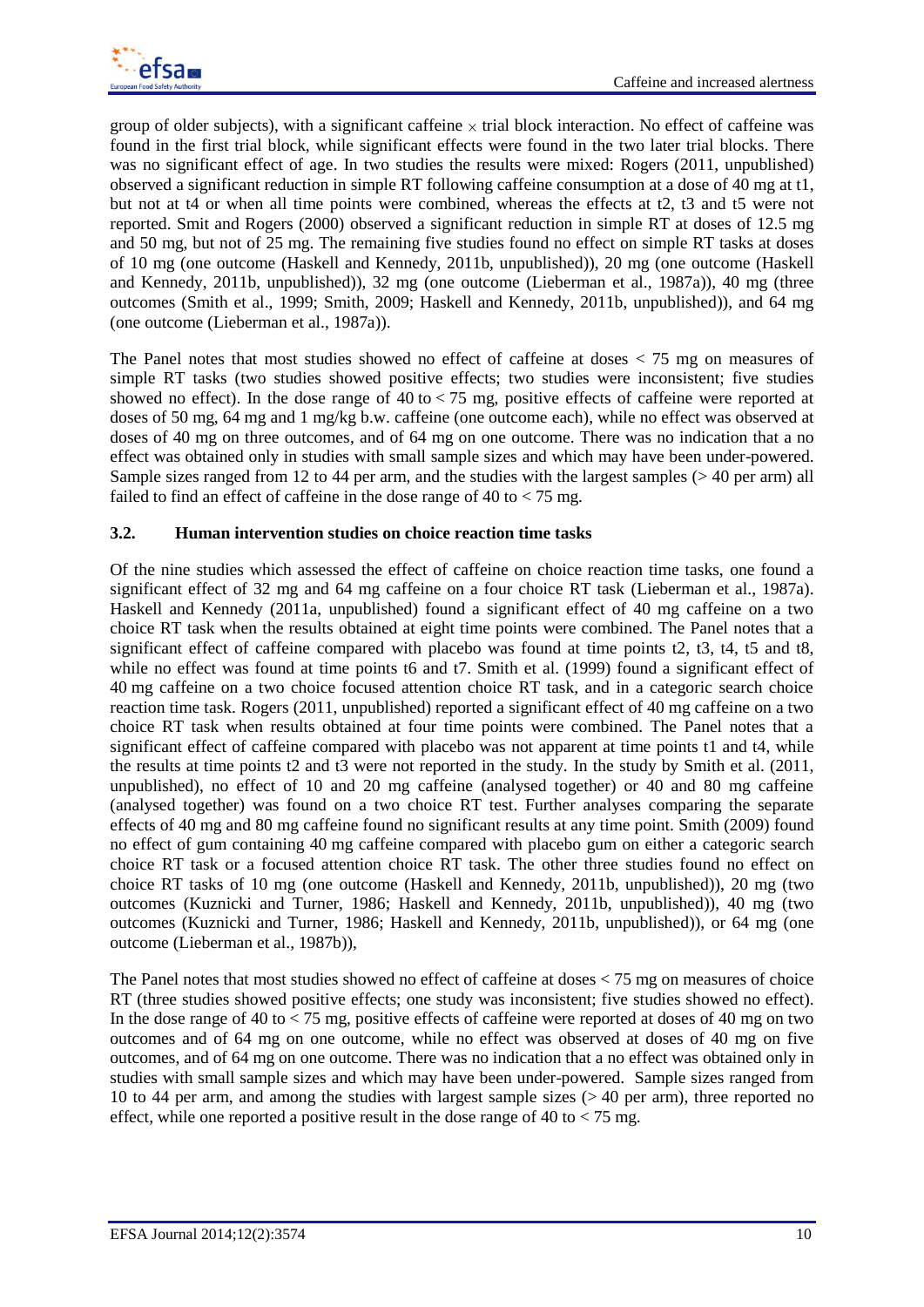group of older subjects), with a significant caffeine × trial block interaction. No effect of caffeine was found in the first trial block, while significant effects were found in the two later trial blocks. There was no significant effect of age. In two studies the results were mixed: Rogers (2011, unpublished) observed a significant reduction in simple RT following caffeine consumption at a dose of 40 mg at t1, but not at t4 or when all time points were combined, whereas the effects at t2, t3 and t5 were not reported. Smit and Rogers (2000) observed a significant reduction in simple RT at doses of 12.5 mg and 50 mg, but not of 25 mg. The remaining five studies found no effect on simple RT tasks at doses of 10 mg (one outcome (Haskell and Kennedy, 2011b, unpublished)), 20 mg (one outcome (Haskell and Kennedy, 2011b, unpublished)), 32 mg (one outcome (Lieberman et al., 1987a)), 40 mg (three outcomes (Smith et al., 1999; Smith, 2009; Haskell and Kennedy, 2011b, unpublished)), and 64 mg (one outcome (Lieberman et al., 1987a)).

The Panel notes that most studies showed no effect of caffeine at doses < 75 mg on measures of simple RT tasks (two studies showed positive effects; two studies were inconsistent; five studies showed no effect). In the dose range of 40 to < 75 mg, positive effects of caffeine were reported at doses of 50 mg, 64 mg and 1 mg/kg b.w. caffeine (one outcome each), while no effect was observed at doses of 40 mg on three outcomes, and of 64 mg on one outcome. There was no indication that a no effect was obtained only in studies with small sample sizes and which may have been under-powered. Sample sizes ranged from 12 to 44 per arm, and the studies with the largest samples (> 40 per arm) all failed to find an effect of caffeine in the dose range of 40 to < 75 mg.

### 3.2. Human intervention studies on choice reaction time tasks

Of the nine studies which assessed the effect of caffeine on choice reaction time tasks, one found a significant effect of 32 mg and 64 mg caffeine on a four choice RT task (Lieberman et al., 1987a). Haskell and Kennedy (2011a, unpublished) found a significant effect of 40 mg caffeine on a two choice RT task when the results obtained at eight time points were combined. The Panel notes that a significant effect of caffeine compared with placebo was found at time points t2, t3, t4, t5 and t8, while no effect was found at time points t6 and t7. Smith et al. (1999) found a significant effect of 40 mg caffeine on a two choice focused attention choice RT task, and in a categoric search choice reaction time task. Rogers (2011, unpublished) reported a significant effect of 40 mg caffeine on a two choice RT task when results obtained at four time points were combined. The Panel notes that a significant effect of caffeine compared with placebo was not apparent at time points t1 and t4, while the results at time points t2 and t3 were not reported in the study. In the study by Smith et al. (2011, unpublished), no effect of 10 and 20 mg caffeine (analysed together) or 40 and 80 mg caffeine (analysed together) was found on a two choice RT test. Further analyses comparing the separate effects of 40 mg and 80 mg caffeine found no significant results at any time point. Smith (2009) found no effect of gum containing 40 mg caffeine compared with placebo gum on either a categoric search choice RT task or a focused attention choice RT task. The other three studies found no effect on choice RT tasks of 10 mg (one outcome (Haskell and Kennedy, 2011b, unpublished)), 20 mg (two outcomes (Kuznicki and Turner, 1986; Haskell and Kennedy, 2011b, unpublished)), 40 mg (two outcomes (Kuznicki and Turner, 1986; Haskell and Kennedy, 2011b, unpublished)), or 64 mg (one outcome (Lieberman et al., 1987b)),

The Panel notes that most studies showed no effect of caffeine at doses < 75 mg on measures of choice RT (three studies showed positive effects; one study was inconsistent; five studies showed no effect). In the dose range of 40 to < 75 mg, positive effects of caffeine were reported at doses of 40 mg on two outcomes and of 64 mg on one outcome, while no effect was observed at doses of 40 mg on five outcomes, and of 64 mg on one outcome. There was no indication that a no effect was obtained only in studies with small sample sizes and which may have been under-powered. Sample sizes ranged from 10 to 44 per arm, and among the studies with largest sample sizes (> 40 per arm), three reported no effect, while one reported a positive result in the dose range of 40 to < 75 mg.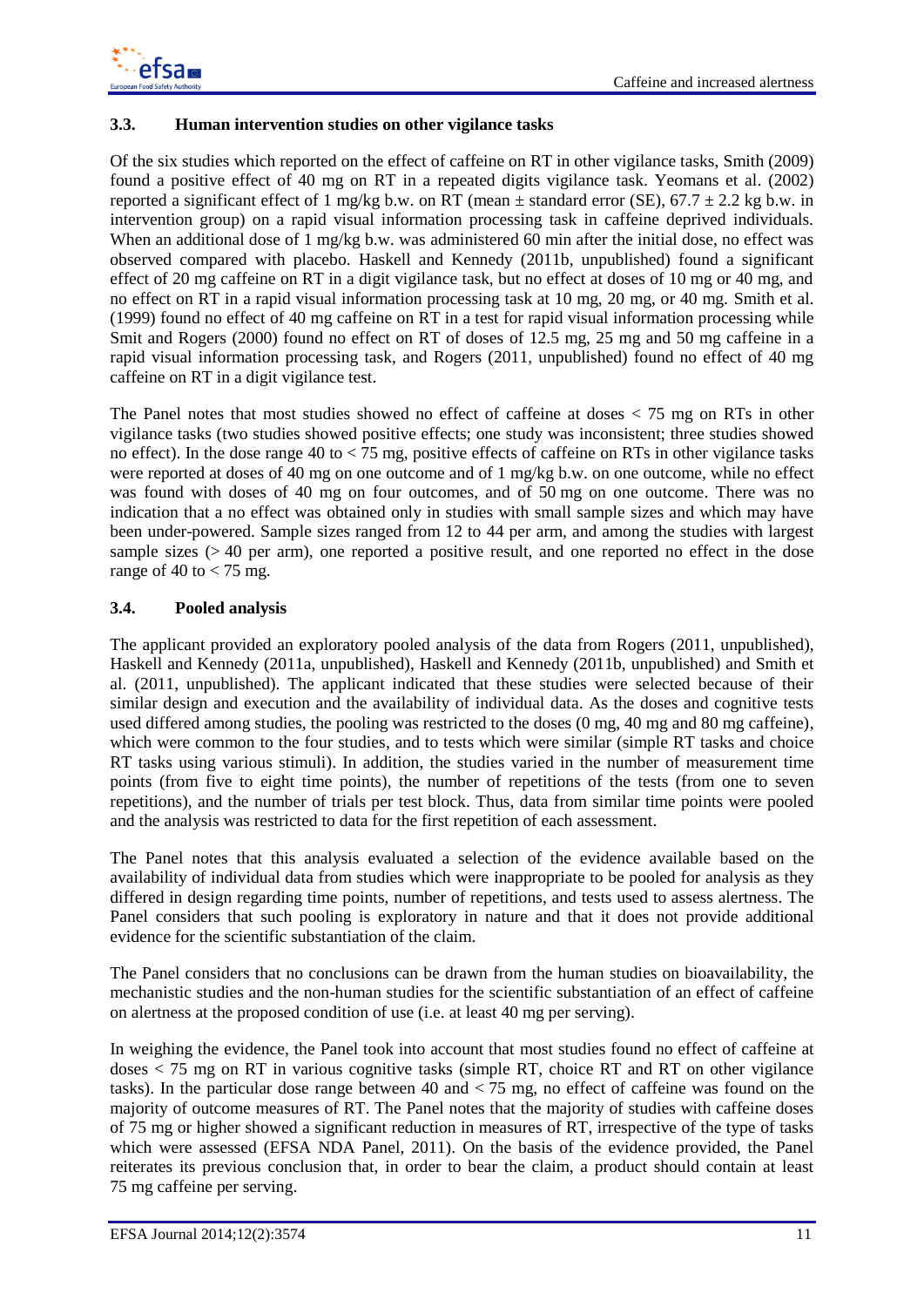### 3.3. Human intervention studies on other vigilance tasks

Of the six studies which reported on the effect of caffeine on RT in other vigilance tasks, Smith (2009) found a positive effect of 40 mg on RT in a repeated digits vigilance task. Yeomans et al. (2002) reported a significant effect of 1 mg/kg b.w. on RT (mean ± standard error (SE), 67.7 ± 2.2 kg b.w. in intervention group) on a rapid visual information processing task in caffeine deprived individuals. When an additional dose of 1 mg/kg b.w. was administered 60 min after the initial dose, no effect was observed compared with placebo. Haskell and Kennedy (2011b, unpublished) found a significant effect of 20 mg caffeine on RT in a digit vigilance task, but no effect at doses of 10 mg or 40 mg, and no effect on RT in a rapid visual information processing task at 10 mg, 20 mg, or 40 mg. Smith et al. (1999) found no effect of 40 mg caffeine on RT in a test for rapid visual information processing while Smit and Rogers (2000) found no effect on RT of doses of 12.5 mg, 25 mg and 50 mg caffeine in a rapid visual information processing task, and Rogers (2011, unpublished) found no effect of 40 mg caffeine on RT in a digit vigilance test.

The Panel notes that most studies showed no effect of caffeine at doses < 75 mg on RTs in other vigilance tasks (two studies showed positive effects; one study was inconsistent; three studies showed no effect). In the dose range 40 to < 75 mg, positive effects of caffeine on RTs in other vigilance tasks were reported at doses of 40 mg on one outcome and of 1 mg/kg b.w. on one outcome, while no effect was found with doses of 40 mg on four outcomes, and of 50 mg on one outcome. There was no indication that a no effect was obtained only in studies with small sample sizes and which may have been under-powered. Sample sizes ranged from 12 to 44 per arm, and among the studies with largest sample sizes (> 40 per arm), one reported a positive result, and one reported no effect in the dose range of 40 to < 75 mg.

### 3.4. Pooled analysis

The applicant provided an exploratory pooled analysis of the data from Rogers (2011, unpublished), Haskell and Kennedy (2011a, unpublished), Haskell and Kennedy (2011b, unpublished) and Smith et al. (2011, unpublished). The applicant indicated that these studies were selected because of their similar design and execution and the availability of individual data. As the doses and cognitive tests used differed among studies, the pooling was restricted to the doses (0 mg, 40 mg and 80 mg caffeine), which were common to the four studies, and to tests which were similar (simple RT tasks and choice RT tasks using various stimuli). In addition, the studies varied in the number of measurement time points (from five to eight time points), the number of repetitions of the tests (from one to seven repetitions), and the number of trials per test block. Thus, data from similar time points were pooled and the analysis was restricted to data for the first repetition of each assessment.

The Panel notes that this analysis evaluated a selection of the evidence available based on the availability of individual data from studies which were inappropriate to be pooled for analysis as they differed in design regarding time points, number of repetitions, and tests used to assess alertness. The Panel considers that such pooling is exploratory in nature and that it does not provide additional evidence for the scientific substantiation of the claim.

The Panel considers that no conclusions can be drawn from the human studies on bioavailability, the mechanistic studies and the non-human studies for the scientific substantiation of an effect of caffeine on alertness at the proposed condition of use (i.e. at least 40 mg per serving).

In weighing the evidence, the Panel took into account that most studies found no effect of caffeine at doses < 75 mg on RT in various cognitive tasks (simple RT, choice RT and RT on other vigilance tasks). In the particular dose range between 40 and < 75 mg, no effect of caffeine was found on the majority of outcome measures of RT. The Panel notes that the majority of studies with caffeine doses of 75 mg or higher showed a significant reduction in measures of RT, irrespective of the type of tasks which were assessed (EFSA NDA Panel, 2011). On the basis of the evidence provided, the Panel reiterates its previous conclusion that, in order to bear the claim, a product should contain at least 75 mg caffeine per serving.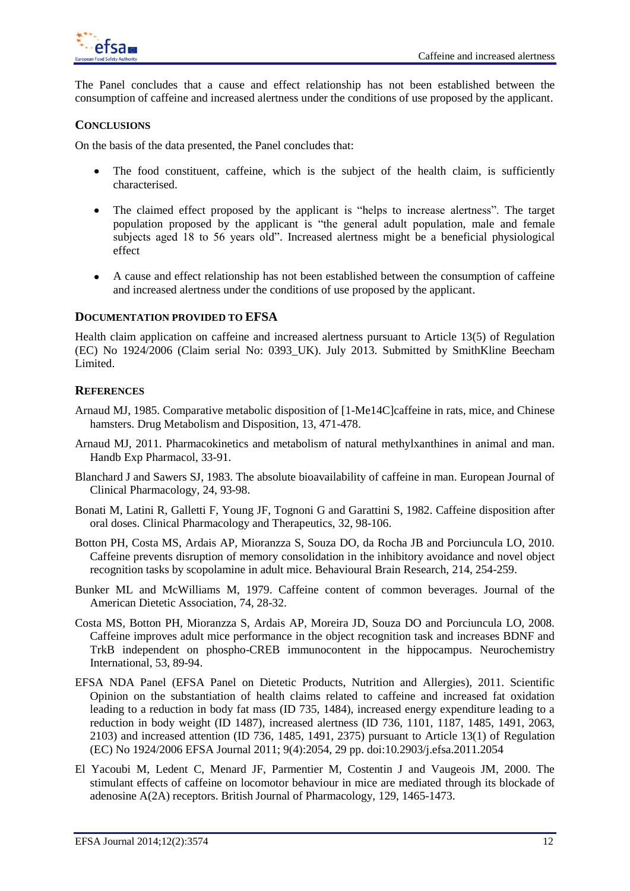The Panel concludes that a cause and effect relationship has not been established between the consumption of caffeine and increased alertness under the conditions of use proposed by the applicant.

## CONCLUSIONS

On the basis of the data presented, the Panel concludes that:

- The food constituent, caffeine, which is the subject of the health claim, is sufficiently characterised.
- The claimed effect proposed by the applicant is "helps to increase alertness". The target population proposed by the applicant is "the general adult population, male and female subjects aged 18 to 56 years old". Increased alertness might be a beneficial physiological effect
- A cause and effect relationship has not been established between the consumption of caffeine and increased alertness under the conditions of use proposed by the applicant.

## DOCUMENTATION PROVIDED TO EFSA

Health claim application on caffeine and increased alertness pursuant to Article 13(5) of Regulation (EC) No 1924/2006 (Claim serial No: 0393_UK). July 2013. Submitted by SmithKline Beecham Limited.

## REFERENCES

Arnaud MJ, 1985. Comparative metabolic disposition of [1-Me14C]caffeine in rats, mice, and Chinese hamsters. Drug Metabolism and Disposition, 13, 471-478.

Arnaud MJ, 2011. Pharmacokinetics and metabolism of natural methylxanthines in animal and man. Handb Exp Pharmacol, 33-91.

Blanchard J and Sawers SJ, 1983. The absolute bioavailability of caffeine in man. European Journal of Clinical Pharmacology, 24, 93-98.

Bonati M, Latini R, Galletti F, Young JF, Tognoni G and Garattini S, 1982. Caffeine disposition after oral doses. Clinical Pharmacology and Therapeutics, 32, 98-106.

Botton PH, Costa MS, Ardais AP, Mioranzza S, Souza DO, da Rocha JB and Porciuncula LO, 2010. Caffeine prevents disruption of memory consolidation in the inhibitory avoidance and novel object recognition tasks by scopolamine in adult mice. Behavioural Brain Research, 214, 254-259.

Bunker ML and McWilliams M, 1979. Caffeine content of common beverages. Journal of the American Dietetic Association, 74, 28-32.

Costa MS, Botton PH, Mioranzza S, Ardais AP, Moreira JD, Souza DO and Porciuncula LO, 2008. Caffeine improves adult mice performance in the object recognition task and increases BDNF and TrkB independent on phospho-CREB immunocontent in the hippocampus. Neurochemistry International, 53, 89-94.

EFSA NDA Panel (EFSA Panel on Dietetic Products, Nutrition and Allergies), 2011. Scientific Opinion on the substantiation of health claims related to caffeine and increased fat oxidation leading to a reduction in body fat mass (ID 735, 1484), increased energy expenditure leading to a reduction in body weight (ID 1487), increased alertness (ID 736, 1101, 1187, 1485, 1491, 2063, 2103) and increased attention (ID 736, 1485, 1491, 2375) pursuant to Article 13(1) of Regulation (EC) No 1924/2006 EFSA Journal 2011; 9(4):2054, 29 pp. doi:10.2903/j.efsa.2011.2054

El Yacoubi M, Ledent C, Menard JF, Parmentier M, Costentin J and Vaugeois JM, 2000. The stimulant effects of caffeine on locomotor behaviour in mice are mediated through its blockade of adenosine A(2A) receptors. British Journal of Pharmacology, 129, 1465-1473.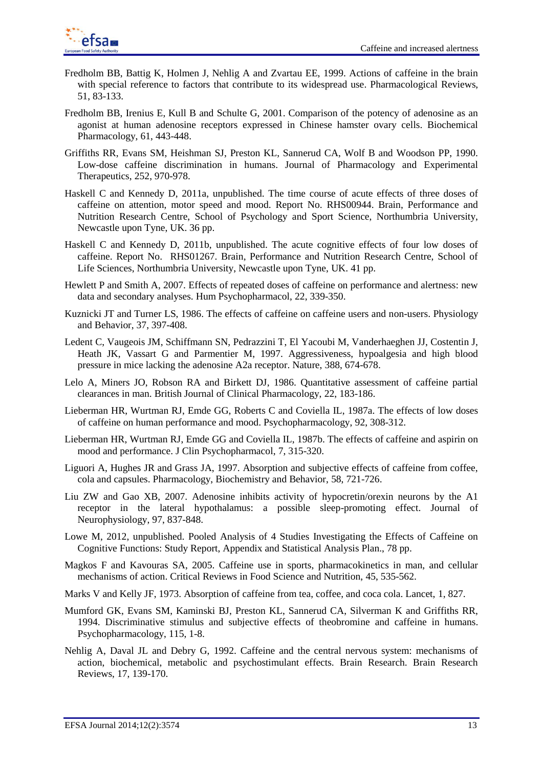Fredholm BB, Battig K, Holmen J, Nehlig A and Zvartau EE, 1999. Actions of caffeine in the brain with special reference to factors that contribute to its widespread use. Pharmacological Reviews, 51, 83-133.

Fredholm BB, Irenius E, Kull B and Schulte G, 2001. Comparison of the potency of adenosine as an agonist at human adenosine receptors expressed in Chinese hamster ovary cells. Biochemical Pharmacology, 61, 443-448.

Griffiths RR, Evans SM, Heishman SJ, Preston KL, Sannerud CA, Wolf B and Woodson PP, 1990. Low-dose caffeine discrimination in humans. Journal of Pharmacology and Experimental Therapeutics, 252, 970-978.

Haskell C and Kennedy D, 2011a, unpublished. The time course of acute effects of three doses of caffeine on attention, motor speed and mood. Report No. RHS00944. Brain, Performance and Nutrition Research Centre, School of Psychology and Sport Science, Northumbria University, Newcastle upon Tyne, UK. 36 pp.

Haskell C and Kennedy D, 2011b, unpublished. The acute cognitive effects of four low doses of caffeine. Report No. RHS01267. Brain, Performance and Nutrition Research Centre, School of Life Sciences, Northumbria University, Newcastle upon Tyne, UK. 41 pp.

Hewlett P and Smith A, 2007. Effects of repeated doses of caffeine on performance and alertness: new data and secondary analyses. Hum Psychopharmacol, 22, 339-350.

Kuznicki JT and Turner LS, 1986. The effects of caffeine on caffeine users and non-users. Physiology and Behavior, 37, 397-408.

Ledent C, Vaugeois JM, Schiffmann SN, Pedrazzini T, El Yacoubi M, Vanderhaeghen JJ, Costentin J, Heath JK, Vassart G and Parmentier M, 1997. Aggressiveness, hypoalgesia and high blood pressure in mice lacking the adenosine A2a receptor. Nature, 388, 674-678.

Lelo A, Miners JO, Robson RA and Birkett DJ, 1986. Quantitative assessment of caffeine partial clearances in man. British Journal of Clinical Pharmacology, 22, 183-186.

Lieberman HR, Wurtman RJ, Emde GG, Roberts C and Coviella IL, 1987a. The effects of low doses of caffeine on human performance and mood. Psychopharmacology, 92, 308-312.

Lieberman HR, Wurtman RJ, Emde GG and Coviella IL, 1987b. The effects of caffeine and aspirin on mood and performance. J Clin Psychopharmacol, 7, 315-320.

Liguori A, Hughes JR and Grass JA, 1997. Absorption and subjective effects of caffeine from coffee, cola and capsules. Pharmacology, Biochemistry and Behavior, 58, 721-726.

Liu ZW and Gao XB, 2007. Adenosine inhibits activity of hypocretin/orexin neurons by the A1 receptor in the lateral hypothalamus: a possible sleep-promoting effect. Journal of Neurophysiology, 97, 837-848.

Lowe M, 2012, unpublished. Pooled Analysis of 4 Studies Investigating the Effects of Caffeine on Cognitive Functions: Study Report, Appendix and Statistical Analysis Plan., 78 pp.

Magkos F and Kavouras SA, 2005. Caffeine use in sports, pharmacokinetics in man, and cellular mechanisms of action. Critical Reviews in Food Science and Nutrition, 45, 535-562.

Marks V and Kelly JF, 1973. Absorption of caffeine from tea, coffee, and coca cola. Lancet, 1, 827.

Mumford GK, Evans SM, Kaminski BJ, Preston KL, Sannerud CA, Silverman K and Griffiths RR, 1994. Discriminative stimulus and subjective effects of theobromine and caffeine in humans. Psychopharmacology, 115, 1-8.

Nehlig A, Daval JL and Debry G, 1992. Caffeine and the central nervous system: mechanisms of action, biochemical, metabolic and psychostimulant effects. Brain Research. Brain Research Reviews, 17, 139-170.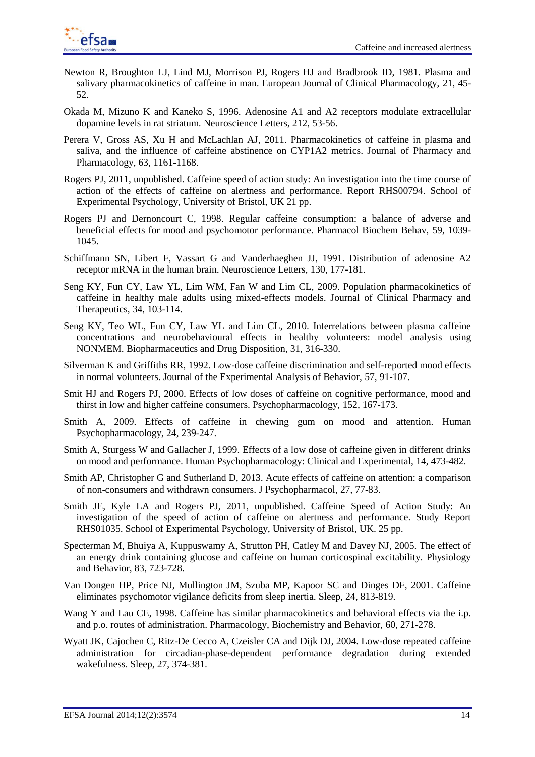Newton R, Broughton LJ, Lind MJ, Morrison PJ, Rogers HJ and Bradbrook ID, 1981. Plasma and salivary pharmacokinetics of caffeine in man. European Journal of Clinical Pharmacology, 21, 45-52.

Okada M, Mizuno K and Kaneko S, 1996. Adenosine A1 and A2 receptors modulate extracellular dopamine levels in rat striatum. Neuroscience Letters, 212, 53-56.

Perera V, Gross AS, Xu H and McLachlan AJ, 2011. Pharmacokinetics of caffeine in plasma and saliva, and the influence of caffeine abstinence on CYP1A2 metrics. Journal of Pharmacy and Pharmacology, 63, 1161-1168.

Rogers PJ, 2011, unpublished. Caffeine speed of action study: An investigation into the time course of action of the effects of caffeine on alertness and performance. Report RHS00794. School of Experimental Psychology, University of Bristol, UK 21 pp.

Rogers PJ and Dernoncourt C, 1998. Regular caffeine consumption: a balance of adverse and beneficial effects for mood and psychomotor performance. Pharmacol Biochem Behav, 59, 1039-1045.

Schiffmann SN, Libert F, Vassart G and Vanderhaeghen JJ, 1991. Distribution of adenosine A2 receptor mRNA in the human brain. Neuroscience Letters, 130, 177-181.

Seng KY, Fun CY, Law YL, Lim WM, Fan W and Lim CL, 2009. Population pharmacokinetics of caffeine in healthy male adults using mixed-effects models. Journal of Clinical Pharmacy and Therapeutics, 34, 103-114.

Seng KY, Teo WL, Fun CY, Law YL and Lim CL, 2010. Interrelations between plasma caffeine concentrations and neurobehavioural effects in healthy volunteers: model analysis using NONMEM. Biopharmaceutics and Drug Disposition, 31, 316-330.

Silverman K and Griffiths RR, 1992. Low-dose caffeine discrimination and self-reported mood effects in normal volunteers. Journal of the Experimental Analysis of Behavior, 57, 91-107.

Smit HJ and Rogers PJ, 2000. Effects of low doses of caffeine on cognitive performance, mood and thirst in low and higher caffeine consumers. Psychopharmacology, 152, 167-173.

Smith A, 2009. Effects of caffeine in chewing gum on mood and attention. Human Psychopharmacology, 24, 239-247.

Smith A, Sturgess W and Gallacher J, 1999. Effects of a low dose of caffeine given in different drinks on mood and performance. Human Psychopharmacology: Clinical and Experimental, 14, 473-482.

Smith AP, Christopher G and Sutherland D, 2013. Acute effects of caffeine on attention: a comparison of non-consumers and withdrawn consumers. J Psychopharmacol, 27, 77-83.

Smith JE, Kyle LA and Rogers PJ, 2011, unpublished. Caffeine Speed of Action Study: An investigation of the speed of action of caffeine on alertness and performance. Study Report RHS01035. School of Experimental Psychology, University of Bristol, UK. 25 pp.

Specterman M, Bhuiya A, Kuppuswamy A, Strutton PH, Catley M and Davey NJ, 2005. The effect of an energy drink containing glucose and caffeine on human corticospinal excitability. Physiology and Behavior, 83, 723-728.

Van Dongen HP, Price NJ, Mullington JM, Szuba MP, Kapoor SC and Dinges DF, 2001. Caffeine eliminates psychomotor vigilance deficits from sleep inertia. Sleep, 24, 813-819.

Wang Y and Lau CE, 1998. Caffeine has similar pharmacokinetics and behavioral effects via the i.p. and p.o. routes of administration. Pharmacology, Biochemistry and Behavior, 60, 271-278.

Wyatt JK, Cajochen C, Ritz-De Cecco A, Czeisler CA and Dijk DJ, 2004. Low-dose repeated caffeine administration for circadian-phase-dependent performance degradation during extended wakefulness. Sleep, 27, 374-381.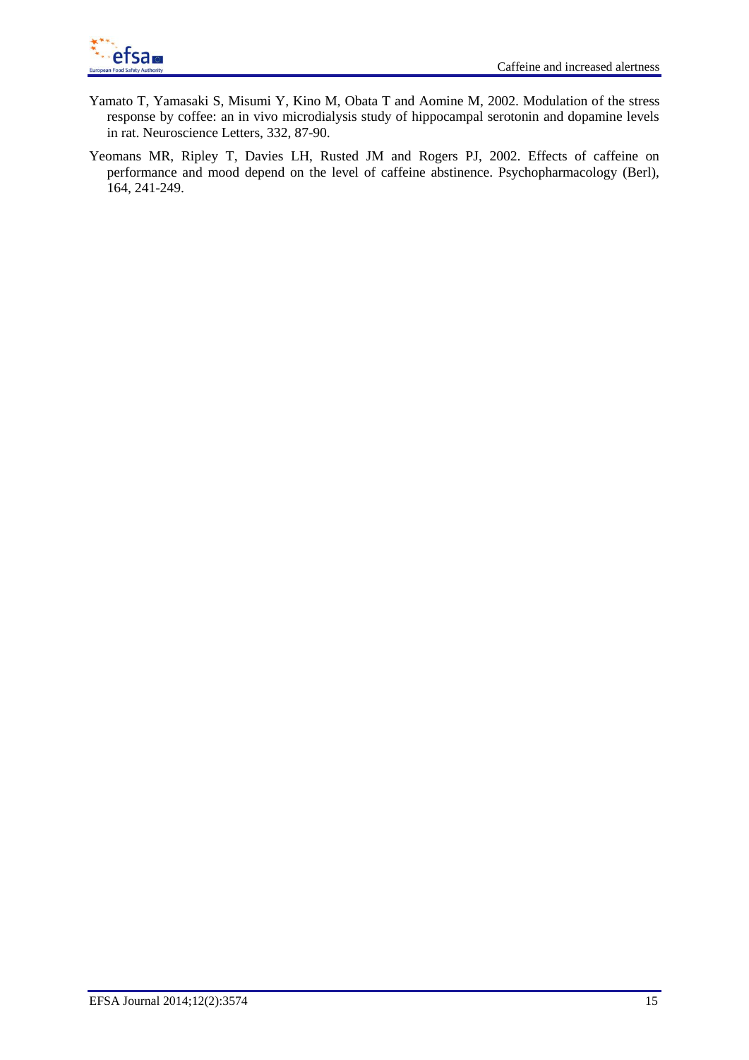Yamato T, Yamasaki S, Misumi Y, Kino M, Obata T and Aomine M, 2002. Modulation of the stress response by coffee: an in vivo microdialysis study of hippocampal serotonin and dopamine levels in rat. Neuroscience Letters, 332, 87-90.

Yeomans MR, Ripley T, Davies LH, Rusted JM and Rogers PJ, 2002. Effects of caffeine on performance and mood depend on the level of caffeine abstinence. Psychopharmacology (Berl), 164, 241-249.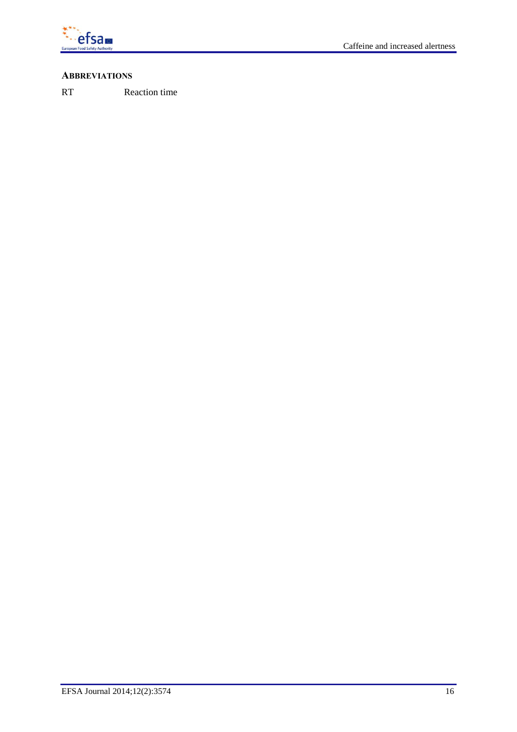## ABBREVIATIONS

| | |
|---|---|
| RT | Reaction time |